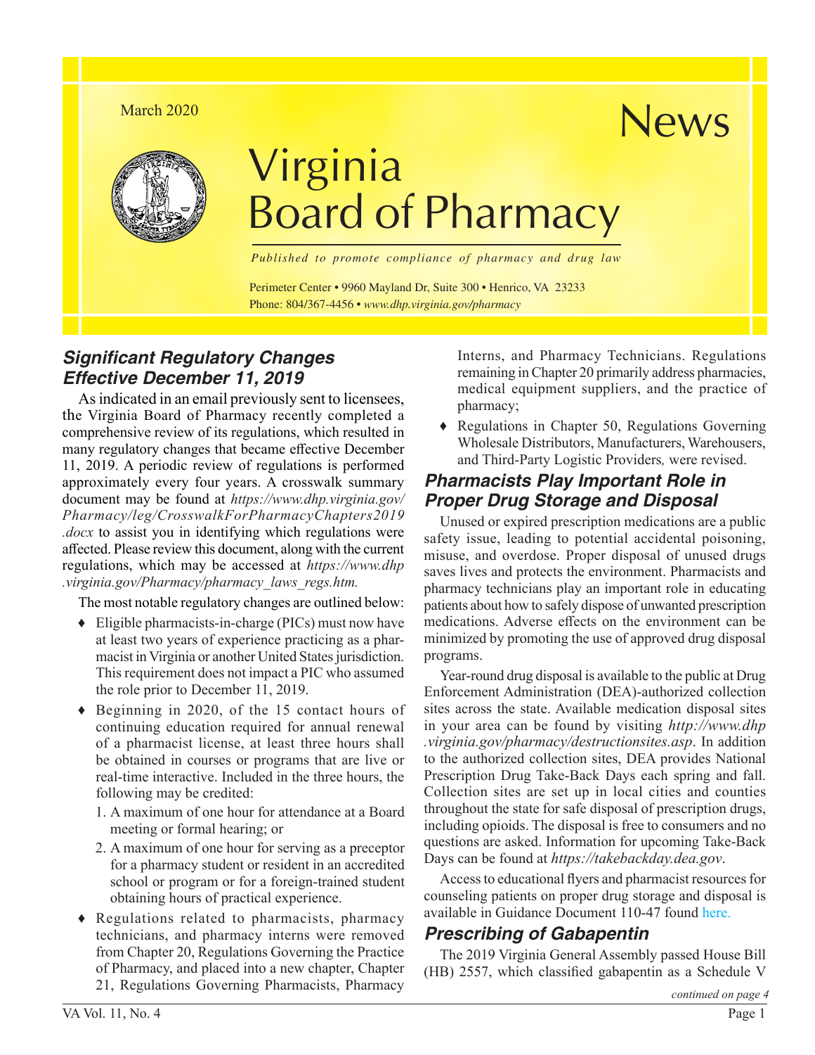March 2020

# Virginia Board of Pharmacy News

*Published to promote compliance of pharmacy and drug law*

Perimeter Center • 9960 Mayland Dr, Suite 300 • Henrico, VA 23233
Phone: 804/367-4456 • *www.dhp.virginia.gov/pharmacy*

## Significant Regulatory Changes Effective December 11, 2019

As indicated in an email previously sent to licensees, the Virginia Board of Pharmacy recently completed a comprehensive review of its regulations, which resulted in many regulatory changes that became effective December 11, 2019. A periodic review of regulations is performed approximately every four years. A crosswalk summary document may be found at *https://www.dhp.virginia.gov/Pharmacy/leg/CrosswalkForPharmacyChapters2019.docx* to assist you in identifying which regulations were affected. Please review this document, along with the current regulations, which may be accessed at *https://www.dhp.virginia.gov/Pharmacy/pharmacy_laws_regs.htm.*

The most notable regulatory changes are outlined below:

- Eligible pharmacists-in-charge (PICs) must now have at least two years of experience practicing as a pharmacist in Virginia or another United States jurisdiction. This requirement does not impact a PIC who assumed the role prior to December 11, 2019.
- Beginning in 2020, of the 15 contact hours of continuing education required for annual renewal of a pharmacist license, at least three hours shall be obtained in courses or programs that are live or real-time interactive. Included in the three hours, the following may be credited:
  1. A maximum of one hour for attendance at a Board meeting or formal hearing; or
  2. A maximum of one hour for serving as a preceptor for a pharmacy student or resident in an accredited school or program or for a foreign-trained student obtaining hours of practical experience.
- Regulations related to pharmacists, pharmacy technicians, and pharmacy interns were removed from Chapter 20, Regulations Governing the Practice of Pharmacy, and placed into a new chapter, Chapter 21, Regulations Governing Pharmacists, Pharmacy Interns, and Pharmacy Technicians. Regulations remaining in Chapter 20 primarily address pharmacies, medical equipment suppliers, and the practice of pharmacy;
- Regulations in Chapter 50, Regulations Governing Wholesale Distributors, Manufacturers, Warehousers, and Third-Party Logistic Providers*,* were revised.

## Pharmacists Play Important Role in Proper Drug Storage and Disposal

Unused or expired prescription medications are a public safety issue, leading to potential accidental poisoning, misuse, and overdose. Proper disposal of unused drugs saves lives and protects the environment. Pharmacists and pharmacy technicians play an important role in educating patients about how to safely dispose of unwanted prescription medications. Adverse effects on the environment can be minimized by promoting the use of approved drug disposal programs.

Year-round drug disposal is available to the public at Drug Enforcement Administration (DEA)-authorized collection sites across the state. Available medication disposal sites in your area can be found by visiting *http://www.dhp.virginia.gov/pharmacy/destructionsites.asp*. In addition to the authorized collection sites, DEA provides National Prescription Drug Take-Back Days each spring and fall. Collection sites are set up in local cities and counties throughout the state for safe disposal of prescription drugs, including opioids. The disposal is free to consumers and no questions are asked. Information for upcoming Take-Back Days can be found at *https://takebackday.dea.gov*.

Access to educational flyers and pharmacist resources for counseling patients on proper drug storage and disposal is available in Guidance Document 110-47 found here.

## Prescribing of Gabapentin

The 2019 Virginia General Assembly passed House Bill (HB) 2557, which classified gabapentin as a Schedule V

*continued on page 4*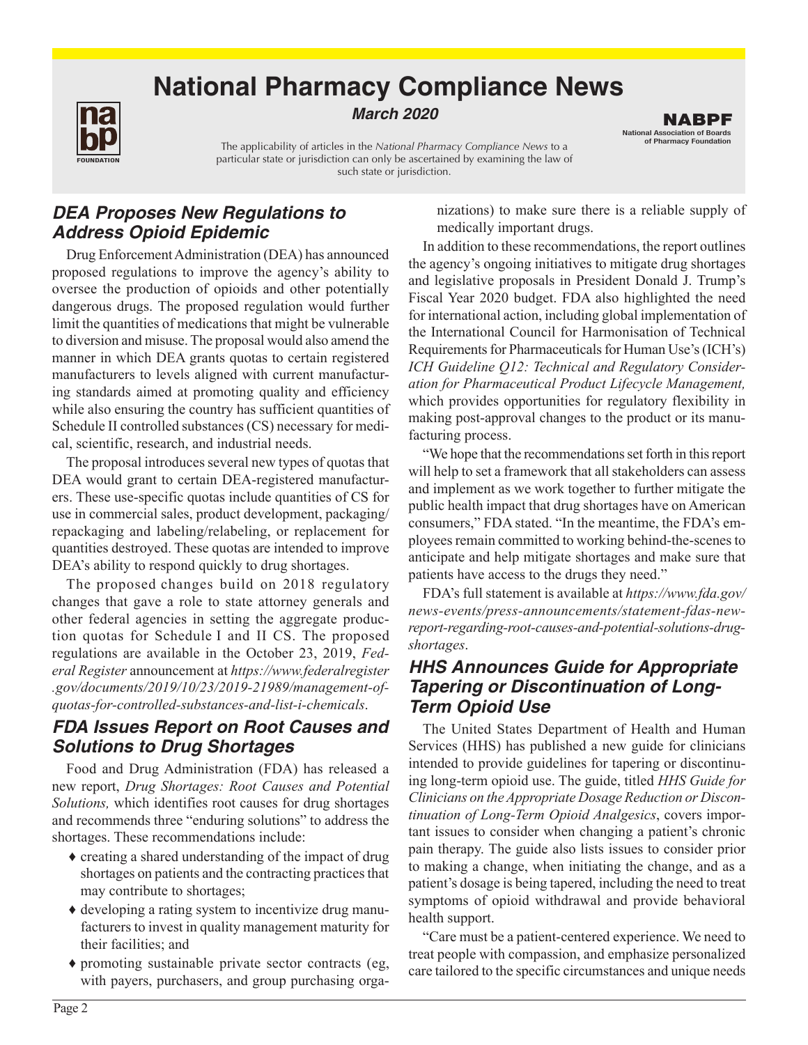# National Pharmacy Compliance News

***March 2020***

The applicability of articles in the *National Pharmacy Compliance News* to a particular state or jurisdiction can only be ascertained by examining the law of such state or jurisdiction.

## *DEA Proposes New Regulations to Address Opioid Epidemic*

Drug Enforcement Administration (DEA) has announced proposed regulations to improve the agency's ability to oversee the production of opioids and other potentially dangerous drugs. The proposed regulation would further limit the quantities of medications that might be vulnerable to diversion and misuse. The proposal would also amend the manner in which DEA grants quotas to certain registered manufacturers to levels aligned with current manufacturing standards aimed at promoting quality and efficiency while also ensuring the country has sufficient quantities of Schedule II controlled substances (CS) necessary for medical, scientific, research, and industrial needs.

The proposal introduces several new types of quotas that DEA would grant to certain DEA-registered manufacturers. These use-specific quotas include quantities of CS for use in commercial sales, product development, packaging/repackaging and labeling/relabeling, or replacement for quantities destroyed. These quotas are intended to improve DEA's ability to respond quickly to drug shortages.

The proposed changes build on 2018 regulatory changes that gave a role to state attorney generals and other federal agencies in setting the aggregate production quotas for Schedule I and II CS. The proposed regulations are available in the October 23, 2019, *Federal Register* announcement at *https://www.federalregister.gov/documents/2019/10/23/2019-21989/management-of-quotas-for-controlled-substances-and-list-i-chemicals*.

## *FDA Issues Report on Root Causes and Solutions to Drug Shortages*

Food and Drug Administration (FDA) has released a new report, *Drug Shortages: Root Causes and Potential Solutions,* which identifies root causes for drug shortages and recommends three "enduring solutions" to address the shortages. These recommendations include:

- creating a shared understanding of the impact of drug shortages on patients and the contracting practices that may contribute to shortages;
- developing a rating system to incentivize drug manufacturers to invest in quality management maturity for their facilities; and
- promoting sustainable private sector contracts (eg, with payers, purchasers, and group purchasing organizations) to make sure there is a reliable supply of medically important drugs.

In addition to these recommendations, the report outlines the agency's ongoing initiatives to mitigate drug shortages and legislative proposals in President Donald J. Trump's Fiscal Year 2020 budget. FDA also highlighted the need for international action, including global implementation of the International Council for Harmonisation of Technical Requirements for Pharmaceuticals for Human Use's (ICH's) *ICH Guideline Q12: Technical and Regulatory Consideration for Pharmaceutical Product Lifecycle Management,* which provides opportunities for regulatory flexibility in making post-approval changes to the product or its manufacturing process.

"We hope that the recommendations set forth in this report will help to set a framework that all stakeholders can assess and implement as we work together to further mitigate the public health impact that drug shortages have on American consumers," FDA stated. "In the meantime, the FDA's employees remain committed to working behind-the-scenes to anticipate and help mitigate shortages and make sure that patients have access to the drugs they need."

FDA's full statement is available at *https://www.fda.gov/news-events/press-announcements/statement-fdas-new-report-regarding-root-causes-and-potential-solutions-drug-shortages*.

## *HHS Announces Guide for Appropriate Tapering or Discontinuation of Long-Term Opioid Use*

The United States Department of Health and Human Services (HHS) has published a new guide for clinicians intended to provide guidelines for tapering or discontinuing long-term opioid use. The guide, titled *HHS Guide for Clinicians on the Appropriate Dosage Reduction or Discontinuation of Long-Term Opioid Analgesics*, covers important issues to consider when changing a patient's chronic pain therapy. The guide also lists issues to consider prior to making a change, when initiating the change, and as a patient's dosage is being tapered, including the need to treat symptoms of opioid withdrawal and provide behavioral health support.

"Care must be a patient-centered experience. We need to treat people with compassion, and emphasize personalized care tailored to the specific circumstances and unique needs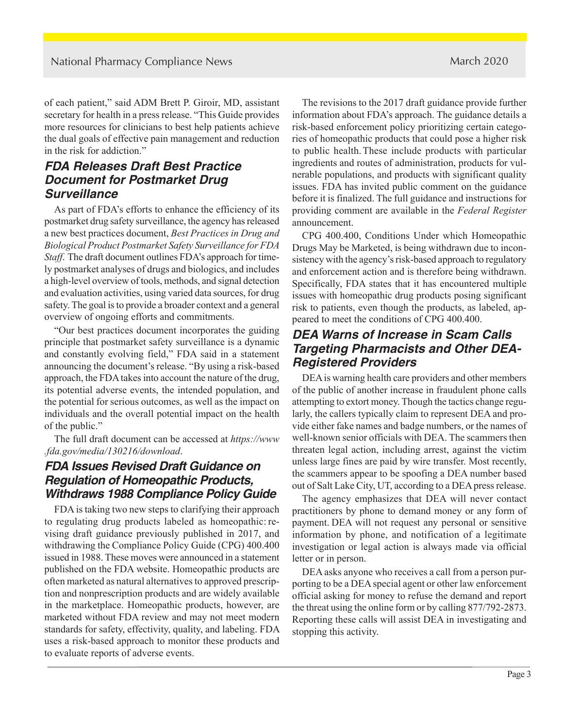of each patient," said ADM Brett P. Giroir, MD, assistant secretary for health in a press release. "This Guide provides more resources for clinicians to best help patients achieve the dual goals of effective pain management and reduction in the risk for addiction."

## FDA Releases Draft Best Practice Document for Postmarket Drug Surveillance

As part of FDA's efforts to enhance the efficiency of its postmarket drug safety surveillance, the agency has released a new best practices document, *Best Practices in Drug and Biological Product Postmarket Safety Surveillance for FDA Staff*. The draft document outlines FDA's approach for timely postmarket analyses of drugs and biologics, and includes a high-level overview of tools, methods, and signal detection and evaluation activities, using varied data sources, for drug safety. The goal is to provide a broader context and a general overview of ongoing efforts and commitments.

"Our best practices document incorporates the guiding principle that postmarket safety surveillance is a dynamic and constantly evolving field," FDA said in a statement announcing the document's release. "By using a risk-based approach, the FDA takes into account the nature of the drug, its potential adverse events, the intended population, and the potential for serious outcomes, as well as the impact on individuals and the overall potential impact on the health of the public."

The full draft document can be accessed at *https://www.fda.gov/media/130216/download*.

## FDA Issues Revised Draft Guidance on Regulation of Homeopathic Products, Withdraws 1988 Compliance Policy Guide

FDA is taking two new steps to clarifying their approach to regulating drug products labeled as homeopathic: revising draft guidance previously published in 2017, and withdrawing the Compliance Policy Guide (CPG) 400.400 issued in 1988. These moves were announced in a statement published on the FDA website. Homeopathic products are often marketed as natural alternatives to approved prescription and nonprescription products and are widely available in the marketplace. Homeopathic products, however, are marketed without FDA review and may not meet modern standards for safety, effectivity, quality, and labeling. FDA uses a risk-based approach to monitor these products and to evaluate reports of adverse events.

The revisions to the 2017 draft guidance provide further information about FDA's approach. The guidance details a risk-based enforcement policy prioritizing certain categories of homeopathic products that could pose a higher risk to public health. These include products with particular ingredients and routes of administration, products for vulnerable populations, and products with significant quality issues. FDA has invited public comment on the guidance before it is finalized. The full guidance and instructions for providing comment are available in the *Federal Register* announcement.

CPG 400.400, Conditions Under which Homeopathic Drugs May be Marketed, is being withdrawn due to inconsistency with the agency's risk-based approach to regulatory and enforcement action and is therefore being withdrawn. Specifically, FDA states that it has encountered multiple issues with homeopathic drug products posing significant risk to patients, even though the products, as labeled, appeared to meet the conditions of CPG 400.400.

## DEA Warns of Increase in Scam Calls Targeting Pharmacists and Other DEA-Registered Providers

DEA is warning health care providers and other members of the public of another increase in fraudulent phone calls attempting to extort money. Though the tactics change regularly, the callers typically claim to represent DEA and provide either fake names and badge numbers, or the names of well-known senior officials with DEA. The scammers then threaten legal action, including arrest, against the victim unless large fines are paid by wire transfer. Most recently, the scammers appear to be spoofing a DEA number based out of Salt Lake City, UT, according to a DEA press release.

The agency emphasizes that DEA will never contact practitioners by phone to demand money or any form of payment. DEA will not request any personal or sensitive information by phone, and notification of a legitimate investigation or legal action is always made via official letter or in person.

DEA asks anyone who receives a call from a person purporting to be a DEA special agent or other law enforcement official asking for money to refuse the demand and report the threat using the online form or by calling 877/792-2873. Reporting these calls will assist DEA in investigating and stopping this activity.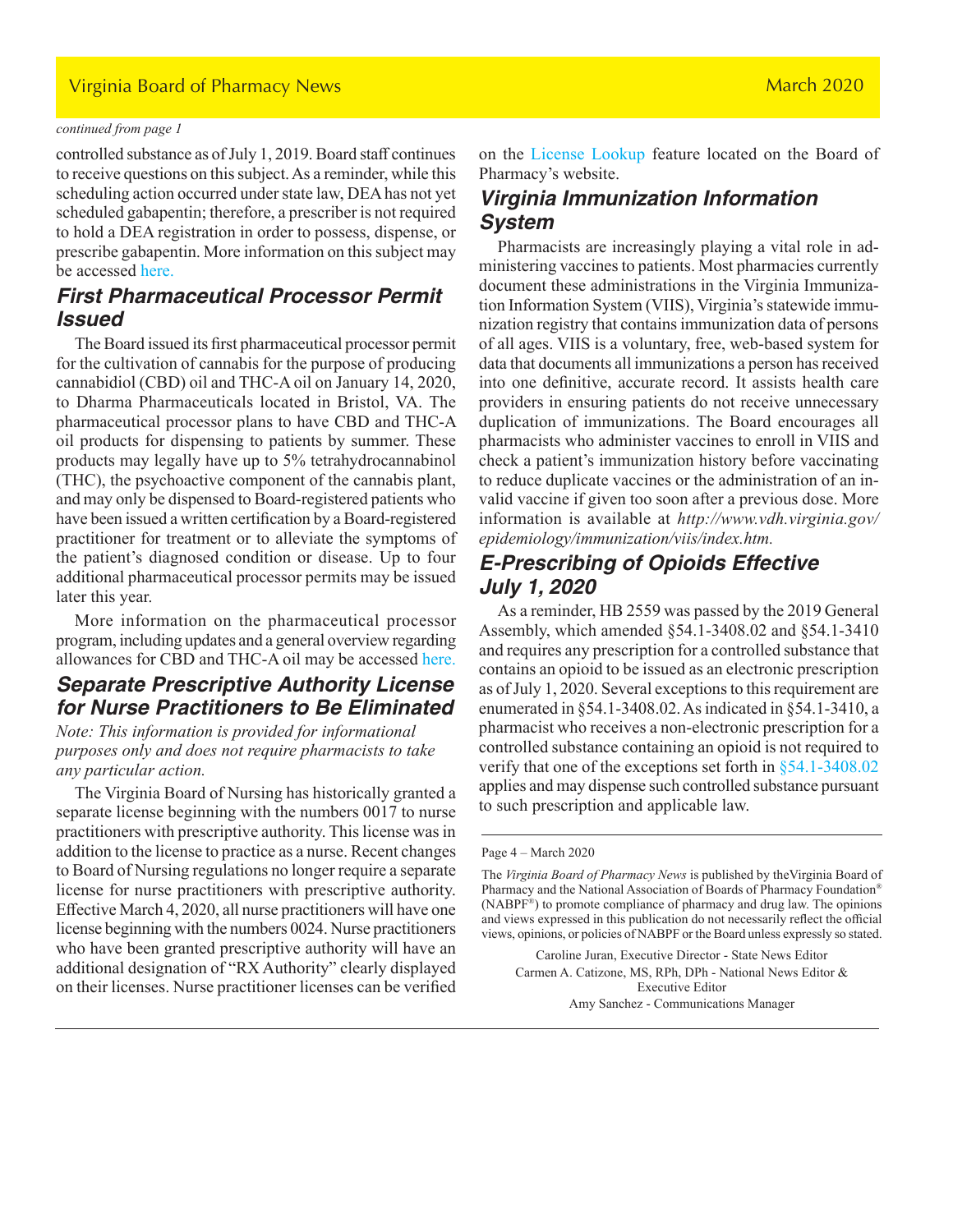*continued from page 1*

controlled substance as of July 1, 2019. Board staff continues to receive questions on this subject. As a reminder, while this scheduling action occurred under state law, DEA has not yet scheduled gabapentin; therefore, a prescriber is not required to hold a DEA registration in order to possess, dispense, or prescribe gabapentin. More information on this subject may be accessed here.

## First Pharmaceutical Processor Permit Issued

The Board issued its first pharmaceutical processor permit for the cultivation of cannabis for the purpose of producing cannabidiol (CBD) oil and THC-A oil on January 14, 2020, to Dharma Pharmaceuticals located in Bristol, VA. The pharmaceutical processor plans to have CBD and THC-A oil products for dispensing to patients by summer. These products may legally have up to 5% tetrahydrocannabinol (THC), the psychoactive component of the cannabis plant, and may only be dispensed to Board-registered patients who have been issued a written certification by a Board-registered practitioner for treatment or to alleviate the symptoms of the patient's diagnosed condition or disease. Up to four additional pharmaceutical processor permits may be issued later this year.

More information on the pharmaceutical processor program, including updates and a general overview regarding allowances for CBD and THC-A oil may be accessed here.

## Separate Prescriptive Authority License for Nurse Practitioners to Be Eliminated

*Note: This information is provided for informational purposes only and does not require pharmacists to take any particular action.*

The Virginia Board of Nursing has historically granted a separate license beginning with the numbers 0017 to nurse practitioners with prescriptive authority. This license was in addition to the license to practice as a nurse. Recent changes to Board of Nursing regulations no longer require a separate license for nurse practitioners with prescriptive authority. Effective March 4, 2020, all nurse practitioners will have one license beginning with the numbers 0024. Nurse practitioners who have been granted prescriptive authority will have an additional designation of "RX Authority" clearly displayed on their licenses. Nurse practitioner licenses can be verified on the License Lookup feature located on the Board of Pharmacy's website.

## Virginia Immunization Information System

Pharmacists are increasingly playing a vital role in administering vaccines to patients. Most pharmacies currently document these administrations in the Virginia Immunization Information System (VIIS), Virginia's statewide immunization registry that contains immunization data of persons of all ages. VIIS is a voluntary, free, web-based system for data that documents all immunizations a person has received into one definitive, accurate record. It assists health care providers in ensuring patients do not receive unnecessary duplication of immunizations. The Board encourages all pharmacists who administer vaccines to enroll in VIIS and check a patient's immunization history before vaccinating to reduce duplicate vaccines or the administration of an invalid vaccine if given too soon after a previous dose. More information is available at *http://www.vdh.virginia.gov/epidemiology/immunization/viis/index.htm.*

## E-Prescribing of Opioids Effective July 1, 2020

As a reminder, HB 2559 was passed by the 2019 General Assembly, which amended §54.1-3408.02 and §54.1-3410 and requires any prescription for a controlled substance that contains an opioid to be issued as an electronic prescription as of July 1, 2020. Several exceptions to this requirement are enumerated in §54.1-3408.02. As indicated in §54.1-3410, a pharmacist who receives a non-electronic prescription for a controlled substance containing an opioid is not required to verify that one of the exceptions set forth in §54.1-3408.02 applies and may dispense such controlled substance pursuant to such prescription and applicable law.

---

Page 4 – March 2020

The *Virginia Board of Pharmacy News* is published by the Virginia Board of Pharmacy and the National Association of Boards of Pharmacy Foundation® (NABPF®) to promote compliance of pharmacy and drug law. The opinions and views expressed in this publication do not necessarily reflect the official views, opinions, or policies of NABPF or the Board unless expressly so stated.

Caroline Juran, Executive Director - State News Editor
Carmen A. Catizone, MS, RPh, DPh - National News Editor & Executive Editor
Amy Sanchez - Communications Manager